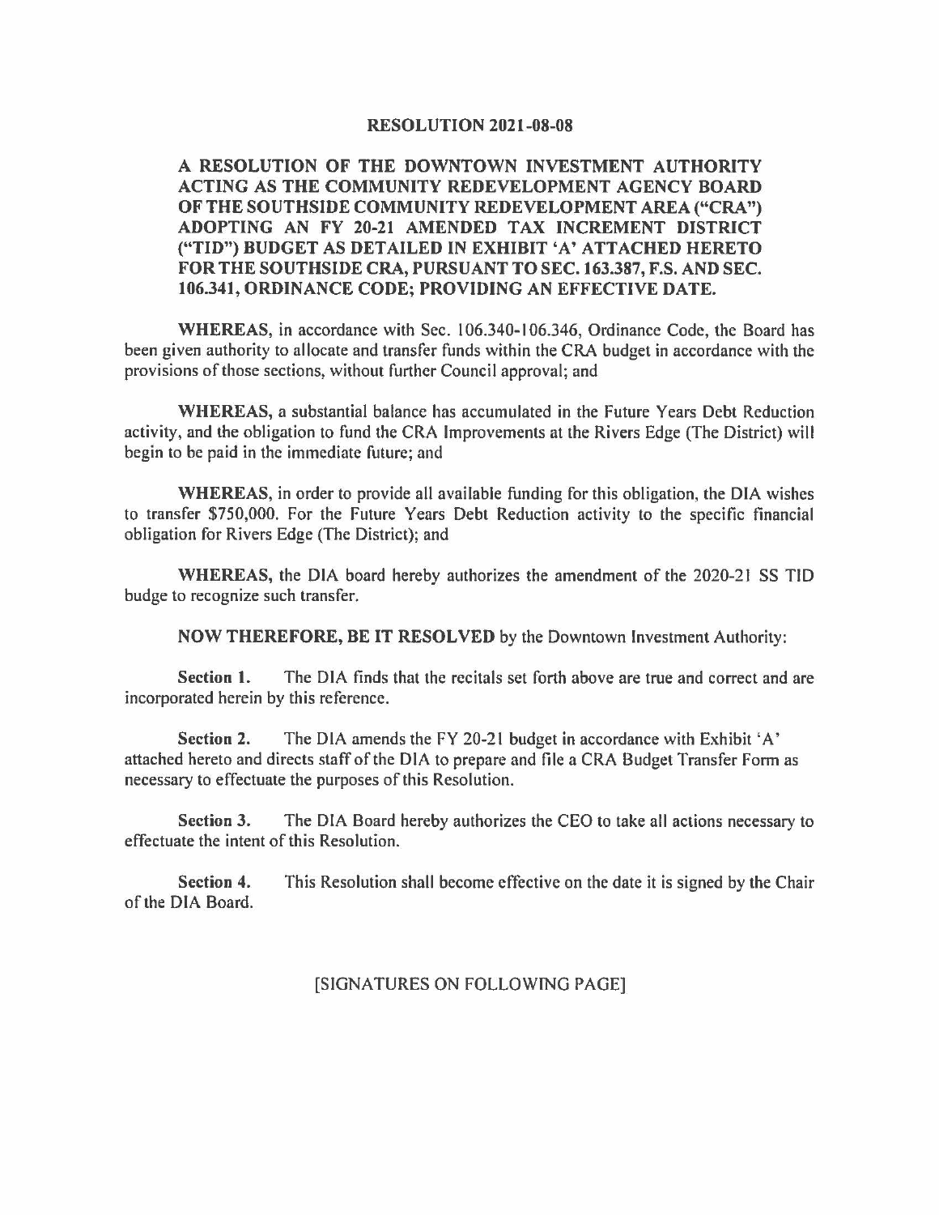# RESOLUTION 2021-08-08

**A RESOLUTION OF THE DOWNTOWN INVESTMENT AUTHORITY ACTING AS THE COMMUNITY REDEVELOPMENT AGENCY BOARD OF THE SOUTHSIDE COMMUNITY REDEVELOPMENT AREA ("CRA") ADOPTING AN FY 20-21 AMENDED TAX INCREMENT DISTRICT ("TID") BUDGET AS DETAILED IN EXHIBIT 'A' ATTACHED HERETO FOR THE SOUTHSIDE CRA, PURSUANT TO SEC. 163.387, F.S. AND SEC. 106.341, ORDINANCE CODE; PROVIDING AN EFFECTIVE DATE.**

**WHEREAS,** in accordance with Sec. 106.340-106.346, Ordinance Code, the Board has been given authority to allocate and transfer funds within the CRA budget in accordance with the provisions of those sections, without further Council approval; and

**WHEREAS,** a substantial balance has accumulated in the Future Years Debt Reduction activity, and the obligation to fund the CRA Improvements at the Rivers Edge (The District) will begin to be paid in the immediate future; and

**WHEREAS,** in order to provide all available funding for this obligation, the DIA wishes to transfer $750,000. For the Future Years Debt Reduction activity to the specific financial obligation for Rivers Edge (The District); and

**WHEREAS,** the DIA board hereby authorizes the amendment of the 2020-21 SS TID budge to recognize such transfer.

**NOW THEREFORE, BE IT RESOLVED** by the Downtown Investment Authority:

**Section 1.** The DIA finds that the recitals set forth above are true and correct and are incorporated herein by this reference.

**Section 2.** The DIA amends the FY 20-21 budget in accordance with Exhibit 'A' attached hereto and directs staff of the DIA to prepare and file a CRA Budget Transfer Form as necessary to effectuate the purposes of this Resolution.

**Section 3.** The DIA Board hereby authorizes the CEO to take all actions necessary to effectuate the intent of this Resolution.

**Section 4.** This Resolution shall become effective on the date it is signed by the Chair of the DIA Board.

[SIGNATURES ON FOLLOWING PAGE]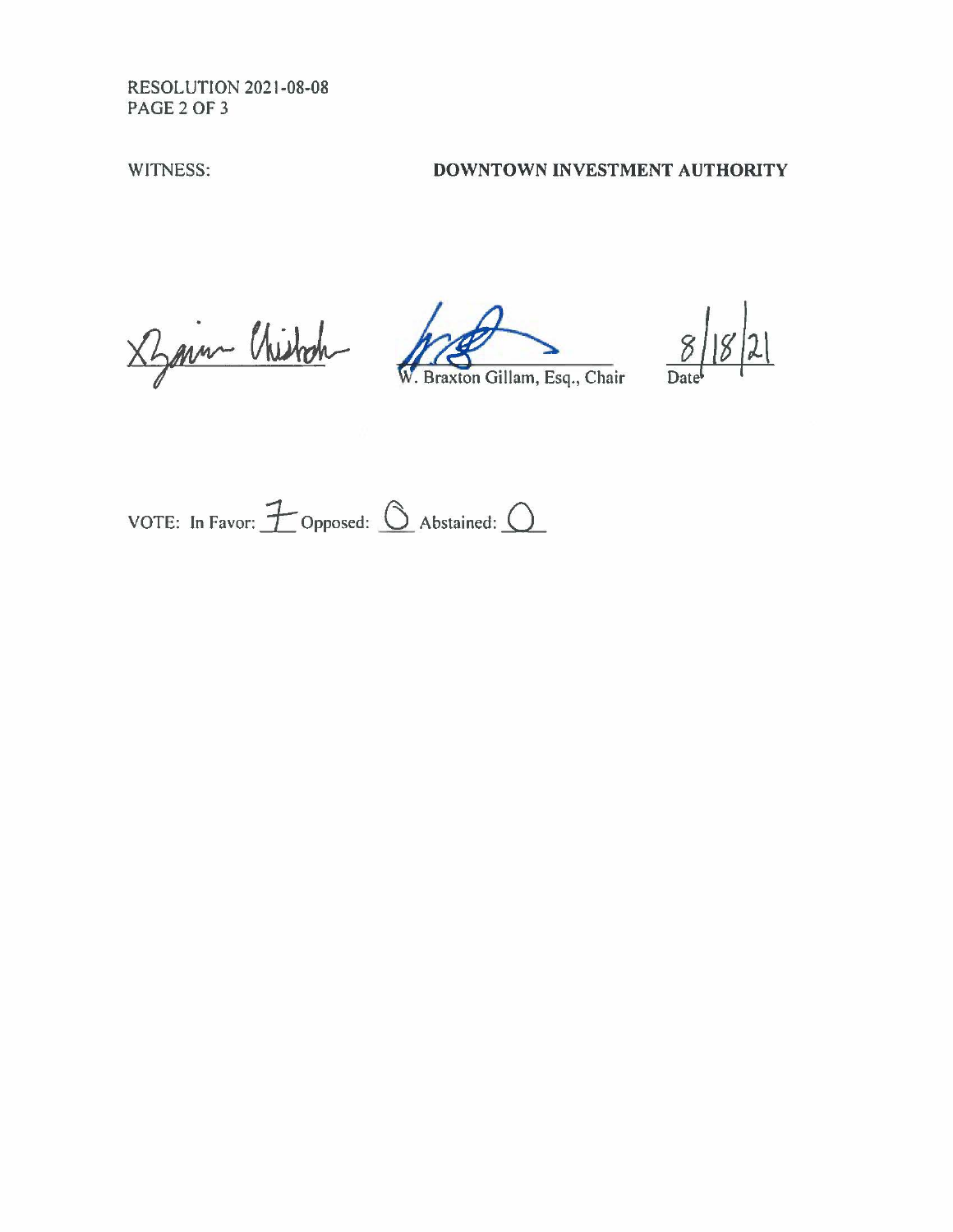WITNESS: **DOWNTOWN INVESTMENT AUTHORITY**

\_\_\_\_\_\_\_\_\_\_\_\_\_\_\_\_\_\_\_\_ \_\_\_\_\_\_\_\_\_\_\_\_\_\_\_\_\_\_\_\_ 8/18/21

W. Braxton Gillam, Esq., Chair Date

VOTE: In Favor: 7 Opposed: 0 Abstained: 0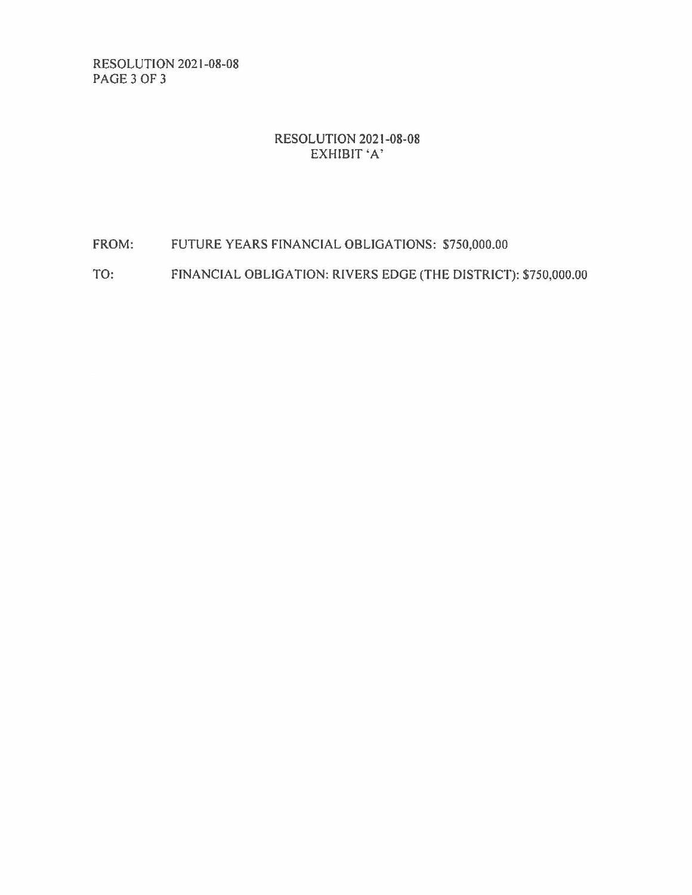## RESOLUTION 2021-08-08
## EXHIBIT 'A'

FROM: FUTURE YEARS FINANCIAL OBLIGATIONS: $750,000.00

TO: FINANCIAL OBLIGATION: RIVERS EDGE (THE DISTRICT): $750,000.00